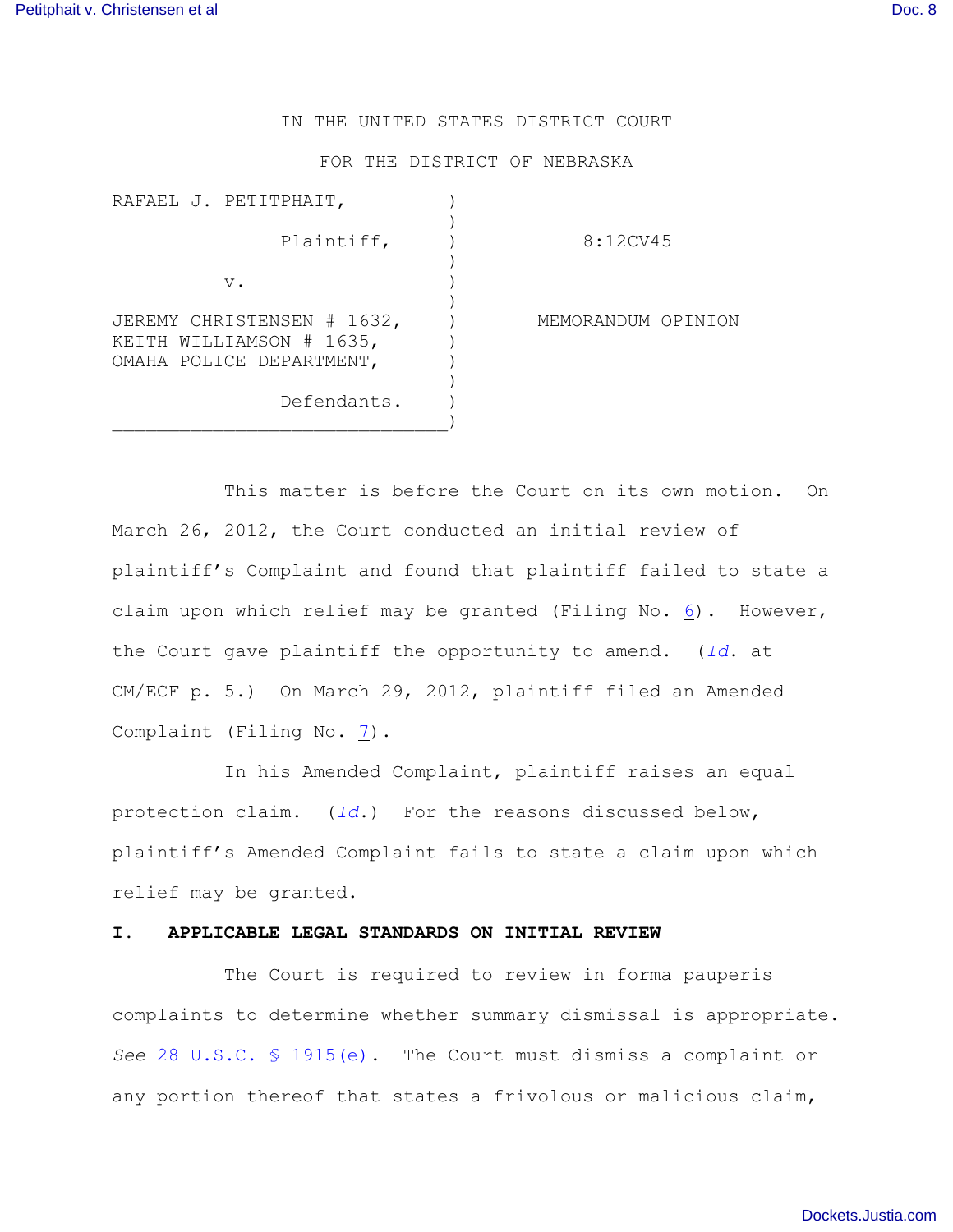IN THE UNITED STATES DISTRICT COURT

FOR THE DISTRICT OF NEBRASKA

| | | |
|---|---|---|
| RAFAEL J. PETITPHAIT, | ) | |
| Plaintiff, | ) | 8:12CV45 |
| v. | ) | |
| JEREMY CHRISTENSEN # 1632, KEITH WILLIAMSON # 1635, OMAHA POLICE DEPARTMENT, | ) | MEMORANDUM OPINION |
| Defendants. | ) | |

This matter is before the Court on its own motion. On March 26, 2012, the Court conducted an initial review of plaintiff's Complaint and found that plaintiff failed to state a claim upon which relief may be granted (Filing No. 6). However, the Court gave plaintiff the opportunity to amend. (*Id*. at CM/ECF p. 5.) On March 29, 2012, plaintiff filed an Amended Complaint (Filing No. 7).

In his Amended Complaint, plaintiff raises an equal protection claim. (*Id*.) For the reasons discussed below, plaintiff's Amended Complaint fails to state a claim upon which relief may be granted.

**I. APPLICABLE LEGAL STANDARDS ON INITIAL REVIEW**

The Court is required to review in forma pauperis complaints to determine whether summary dismissal is appropriate. *See* 28 U.S.C. § 1915(e). The Court must dismiss a complaint or any portion thereof that states a frivolous or malicious claim,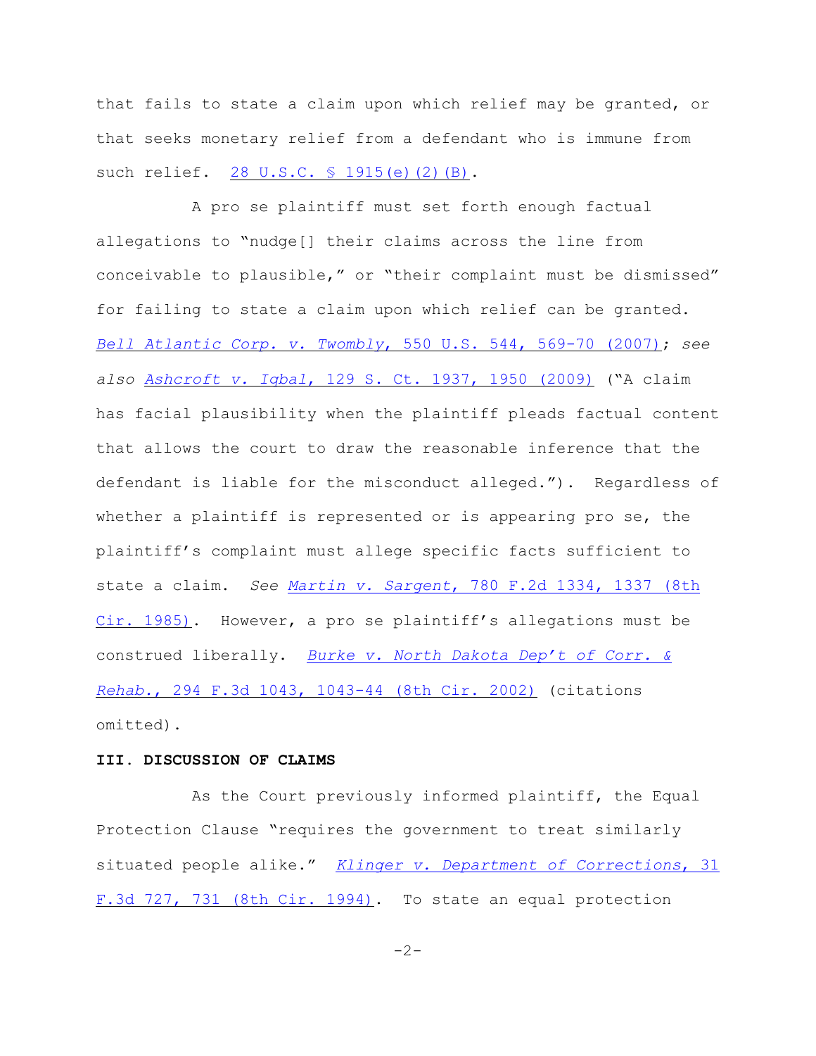that fails to state a claim upon which relief may be granted, or that seeks monetary relief from a defendant who is immune from such relief. 28 U.S.C. § 1915(e)(2)(B).

A pro se plaintiff must set forth enough factual allegations to "nudge[] their claims across the line from conceivable to plausible," or "their complaint must be dismissed" for failing to state a claim upon which relief can be granted. *Bell Atlantic Corp. v. Twombly*, 550 U.S. 544, 569-70 (2007); *see also Ashcroft v. Iqbal*, 129 S. Ct. 1937, 1950 (2009) ("A claim has facial plausibility when the plaintiff pleads factual content that allows the court to draw the reasonable inference that the defendant is liable for the misconduct alleged."). Regardless of whether a plaintiff is represented or is appearing pro se, the plaintiff's complaint must allege specific facts sufficient to state a claim. *See Martin v. Sargent*, 780 F.2d 1334, 1337 (8th Cir. 1985). However, a pro se plaintiff's allegations must be construed liberally. *Burke v. North Dakota Dep't of Corr. & Rehab.*, 294 F.3d 1043, 1043-44 (8th Cir. 2002) (citations omitted).

**III. DISCUSSION OF CLAIMS**

As the Court previously informed plaintiff, the Equal Protection Clause "requires the government to treat similarly situated people alike." *Klinger v. Department of Corrections*, 31 F.3d 727, 731 (8th Cir. 1994). To state an equal protection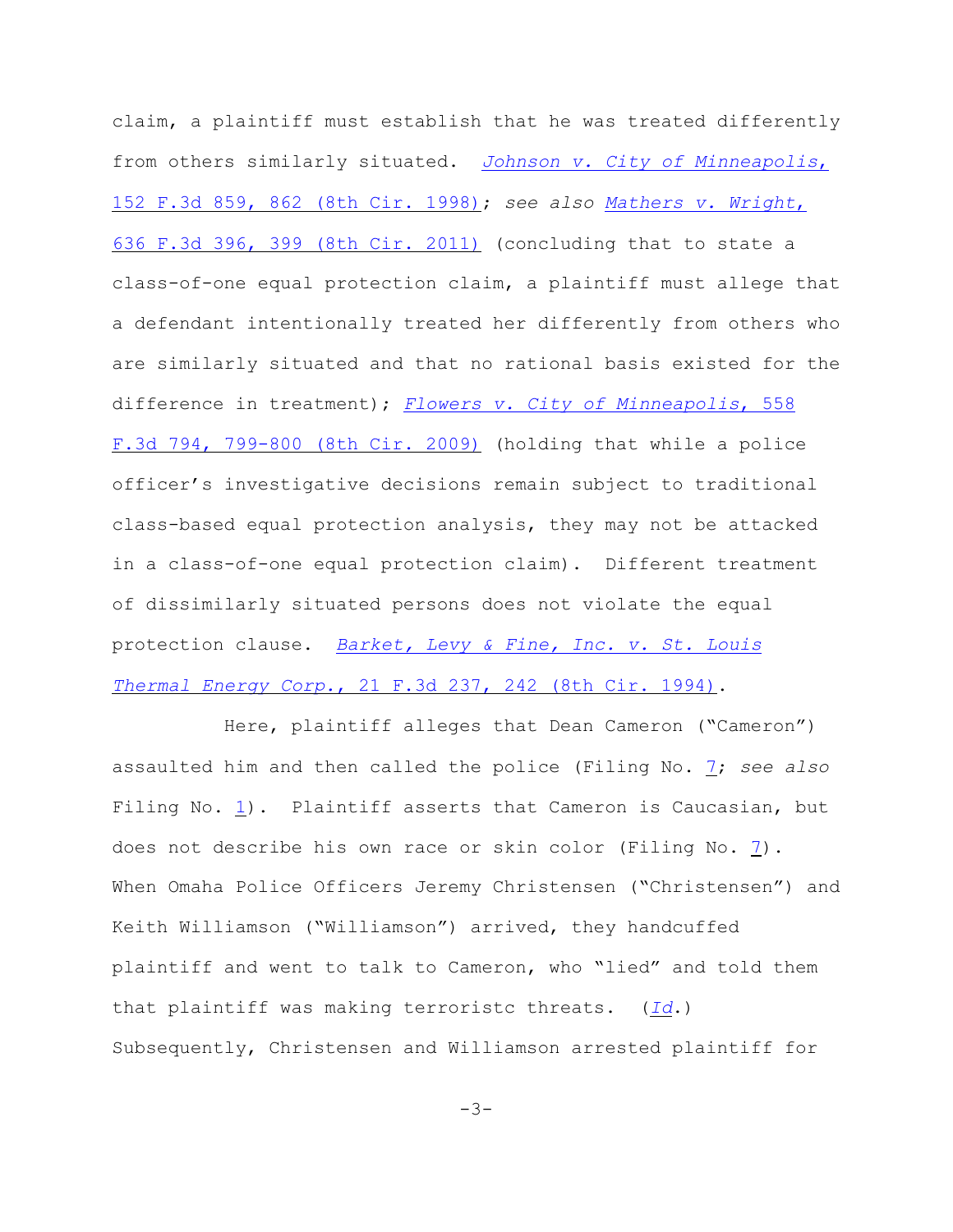claim, a plaintiff must establish that he was treated differently from others similarly situated. *Johnson v. City of Minneapolis*, 152 F.3d 859, 862 (8th Cir. 1998); *see also Mathers v. Wright*, 636 F.3d 396, 399 (8th Cir. 2011) (concluding that to state a class-of-one equal protection claim, a plaintiff must allege that a defendant intentionally treated her differently from others who are similarly situated and that no rational basis existed for the difference in treatment); *Flowers v. City of Minneapolis*, 558 F.3d 794, 799-800 (8th Cir. 2009) (holding that while a police officer's investigative decisions remain subject to traditional class-based equal protection analysis, they may not be attacked in a class-of-one equal protection claim). Different treatment of dissimilarly situated persons does not violate the equal protection clause. *Barket, Levy & Fine, Inc. v. St. Louis Thermal Energy Corp.*, 21 F.3d 237, 242 (8th Cir. 1994).

Here, plaintiff alleges that Dean Cameron ("Cameron") assaulted him and then called the police (Filing No. 7; *see also* Filing No. 1). Plaintiff asserts that Cameron is Caucasian, but does not describe his own race or skin color (Filing No. 7). When Omaha Police Officers Jeremy Christensen ("Christensen") and Keith Williamson ("Williamson") arrived, they handcuffed plaintiff and went to talk to Cameron, who "lied" and told them that plaintiff was making terroristc threats. (*Id*.) Subsequently, Christensen and Williamson arrested plaintiff for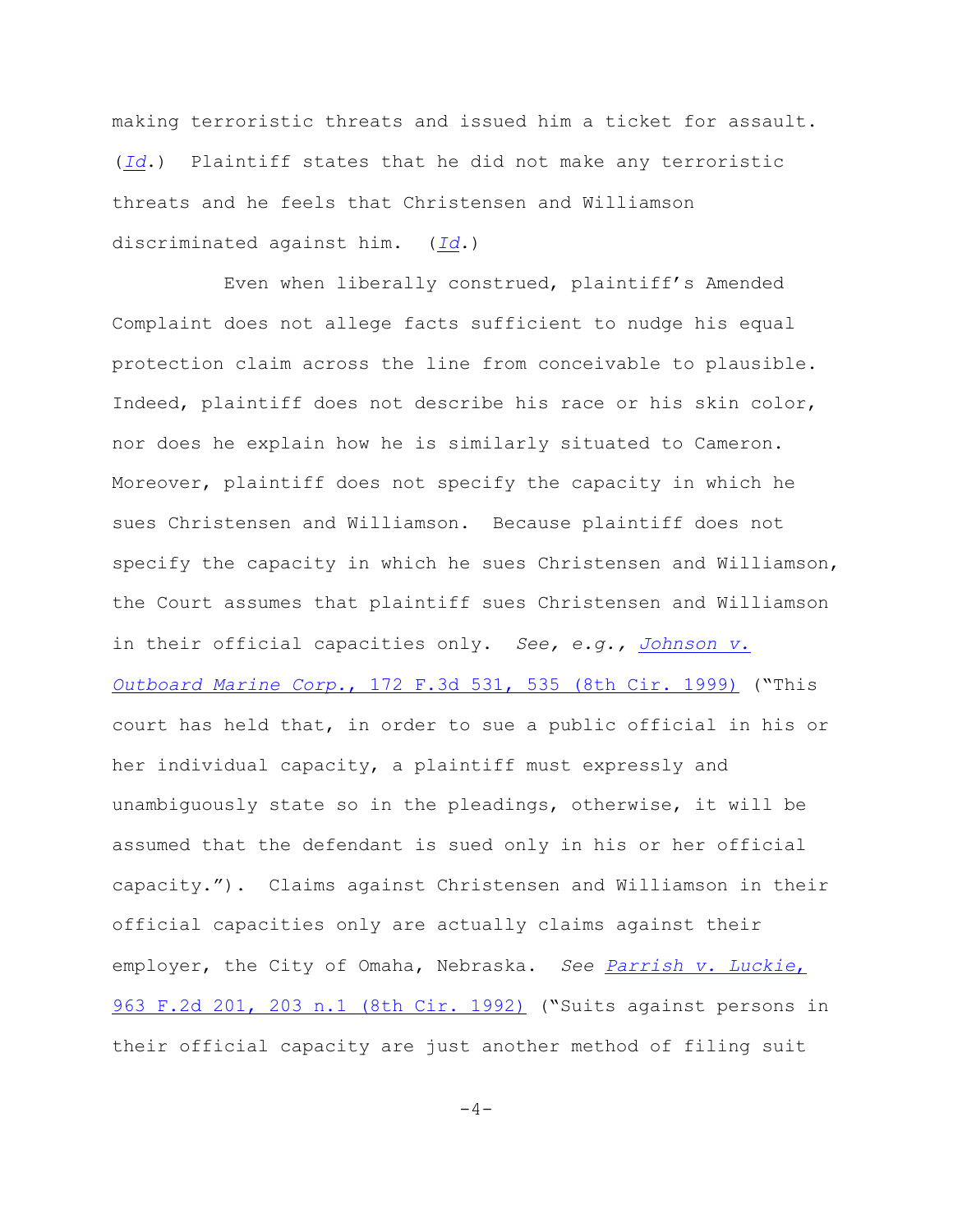making terroristic threats and issued him a ticket for assault. (*Id*.) Plaintiff states that he did not make any terroristic threats and he feels that Christensen and Williamson discriminated against him. (*Id*.)

Even when liberally construed, plaintiff's Amended Complaint does not allege facts sufficient to nudge his equal protection claim across the line from conceivable to plausible. Indeed, plaintiff does not describe his race or his skin color, nor does he explain how he is similarly situated to Cameron. Moreover, plaintiff does not specify the capacity in which he sues Christensen and Williamson. Because plaintiff does not specify the capacity in which he sues Christensen and Williamson, the Court assumes that plaintiff sues Christensen and Williamson in their official capacities only. *See, e.g.*, *Johnson v. Outboard Marine Corp.*, 172 F.3d 531, 535 (8th Cir. 1999) ("This court has held that, in order to sue a public official in his or her individual capacity, a plaintiff must expressly and unambiguously state so in the pleadings, otherwise, it will be assumed that the defendant is sued only in his or her official capacity."). Claims against Christensen and Williamson in their official capacities only are actually claims against their employer, the City of Omaha, Nebraska. *See* *Parrish v. Luckie*, 963 F.2d 201, 203 n.1 (8th Cir. 1992) ("Suits against persons in their official capacity are just another method of filing suit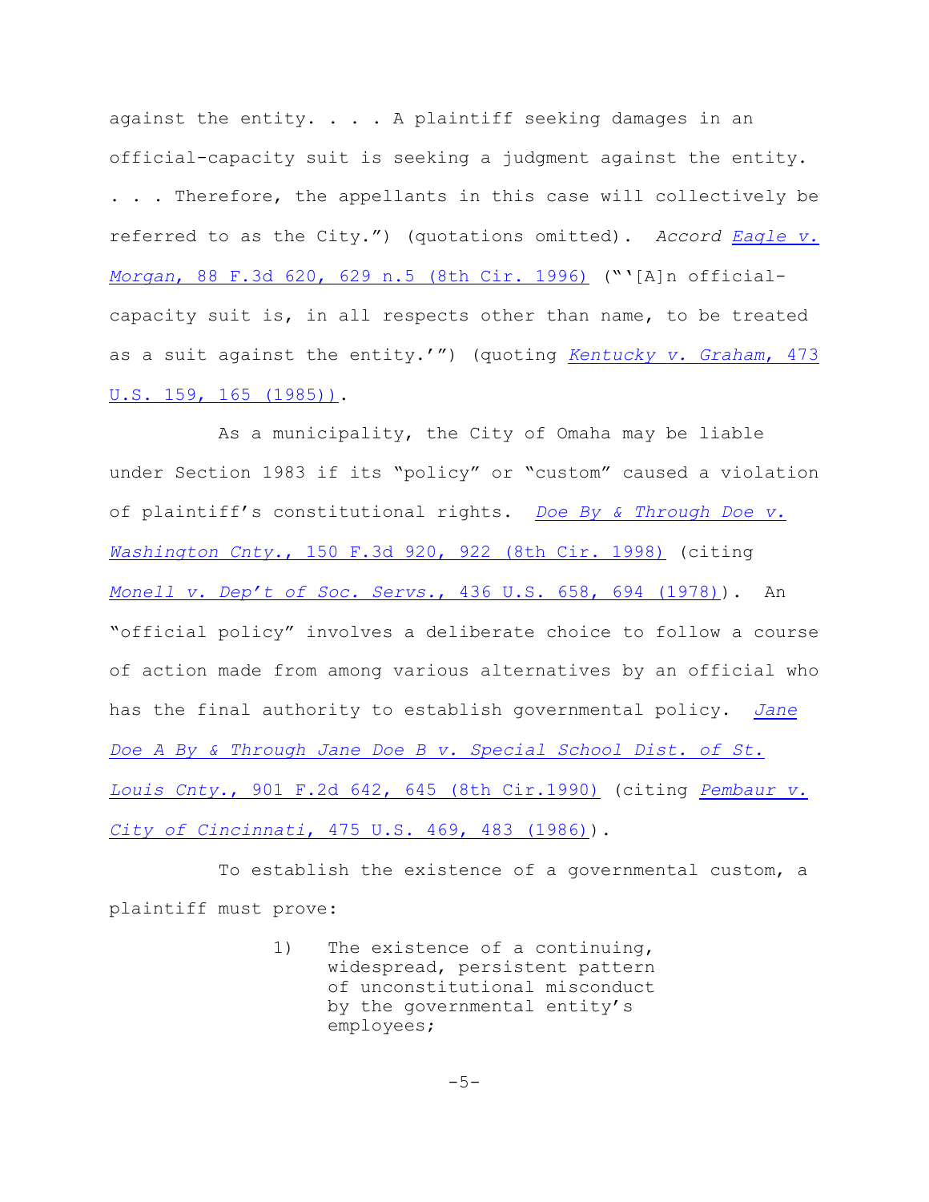against the entity. . . . A plaintiff seeking damages in an official-capacity suit is seeking a judgment against the entity. . . . Therefore, the appellants in this case will collectively be referred to as the City.") (quotations omitted). *Accord Eagle v. Morgan*, 88 F.3d 620, 629 n.5 (8th Cir. 1996) ("'[A]n official-capacity suit is, in all respects other than name, to be treated as a suit against the entity.'") (quoting *Kentucky v. Graham*, 473 U.S. 159, 165 (1985)).

As a municipality, the City of Omaha may be liable under Section 1983 if its "policy" or "custom" caused a violation of plaintiff's constitutional rights. *Doe By & Through Doe v. Washington Cnty.*, 150 F.3d 920, 922 (8th Cir. 1998) (citing *Monell v. Dep't of Soc. Servs.*, 436 U.S. 658, 694 (1978)). An "official policy" involves a deliberate choice to follow a course of action made from among various alternatives by an official who has the final authority to establish governmental policy. *Jane Doe A By & Through Jane Doe B v. Special School Dist. of St. Louis Cnty.*, 901 F.2d 642, 645 (8th Cir.1990) (citing *Pembaur v. City of Cincinnati*, 475 U.S. 469, 483 (1986)).

To establish the existence of a governmental custom, a plaintiff must prove:

> 1) The existence of a continuing, widespread, persistent pattern of unconstitutional misconduct by the governmental entity's employees;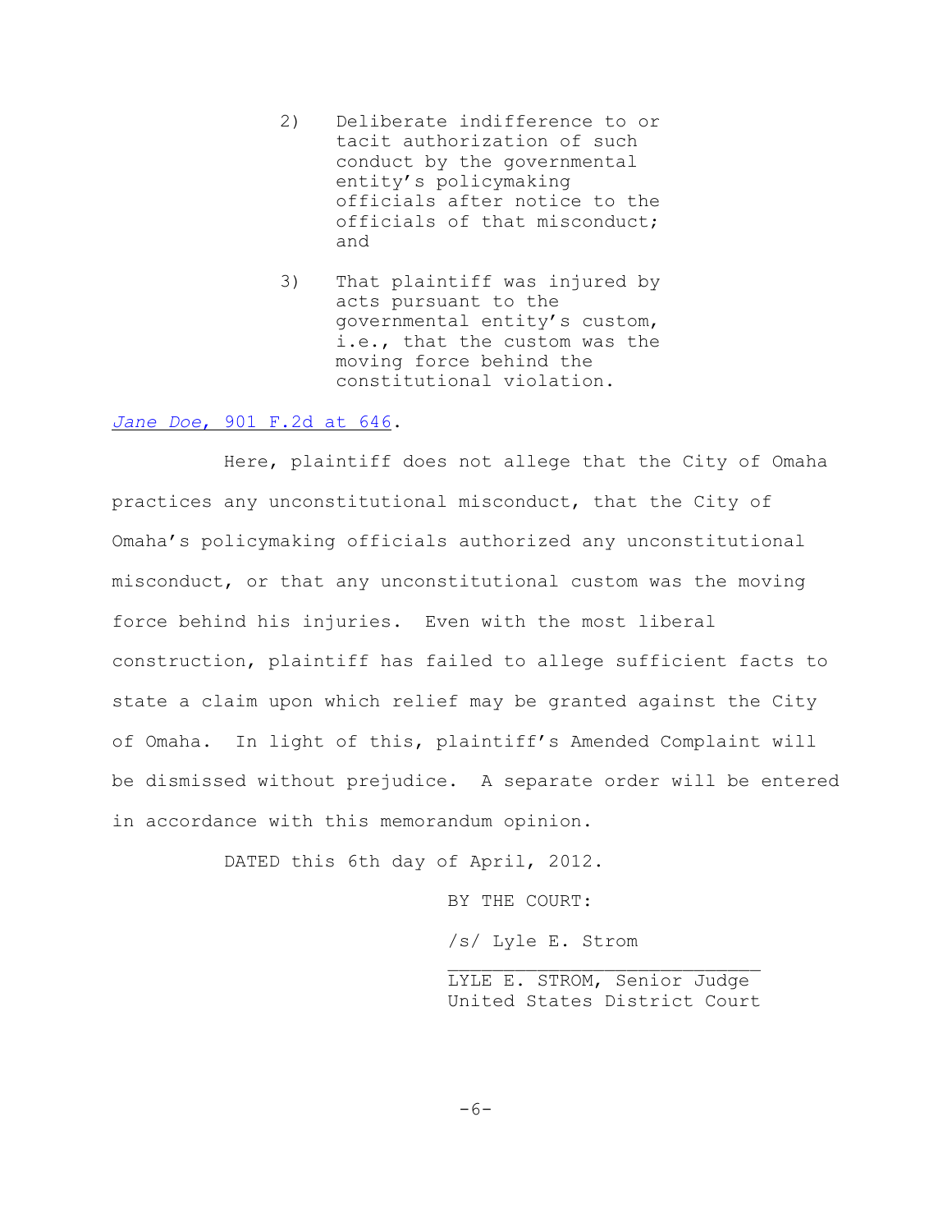> 2) Deliberate indifference to or tacit authorization of such conduct by the governmental entity's policymaking officials after notice to the officials of that misconduct; and
>
> 3) That plaintiff was injured by acts pursuant to the governmental entity's custom, i.e., that the custom was the moving force behind the constitutional violation.

*Jane Doe*, 901 F.2d at 646.

Here, plaintiff does not allege that the City of Omaha practices any unconstitutional misconduct, that the City of Omaha's policymaking officials authorized any unconstitutional misconduct, or that any unconstitutional custom was the moving force behind his injuries. Even with the most liberal construction, plaintiff has failed to allege sufficient facts to state a claim upon which relief may be granted against the City of Omaha. In light of this, plaintiff's Amended Complaint will be dismissed without prejudice. A separate order will be entered in accordance with this memorandum opinion.

DATED this 6th day of April, 2012.

BY THE COURT:

/s/ Lyle E. Strom

LYLE E. STROM, Senior Judge
United States District Court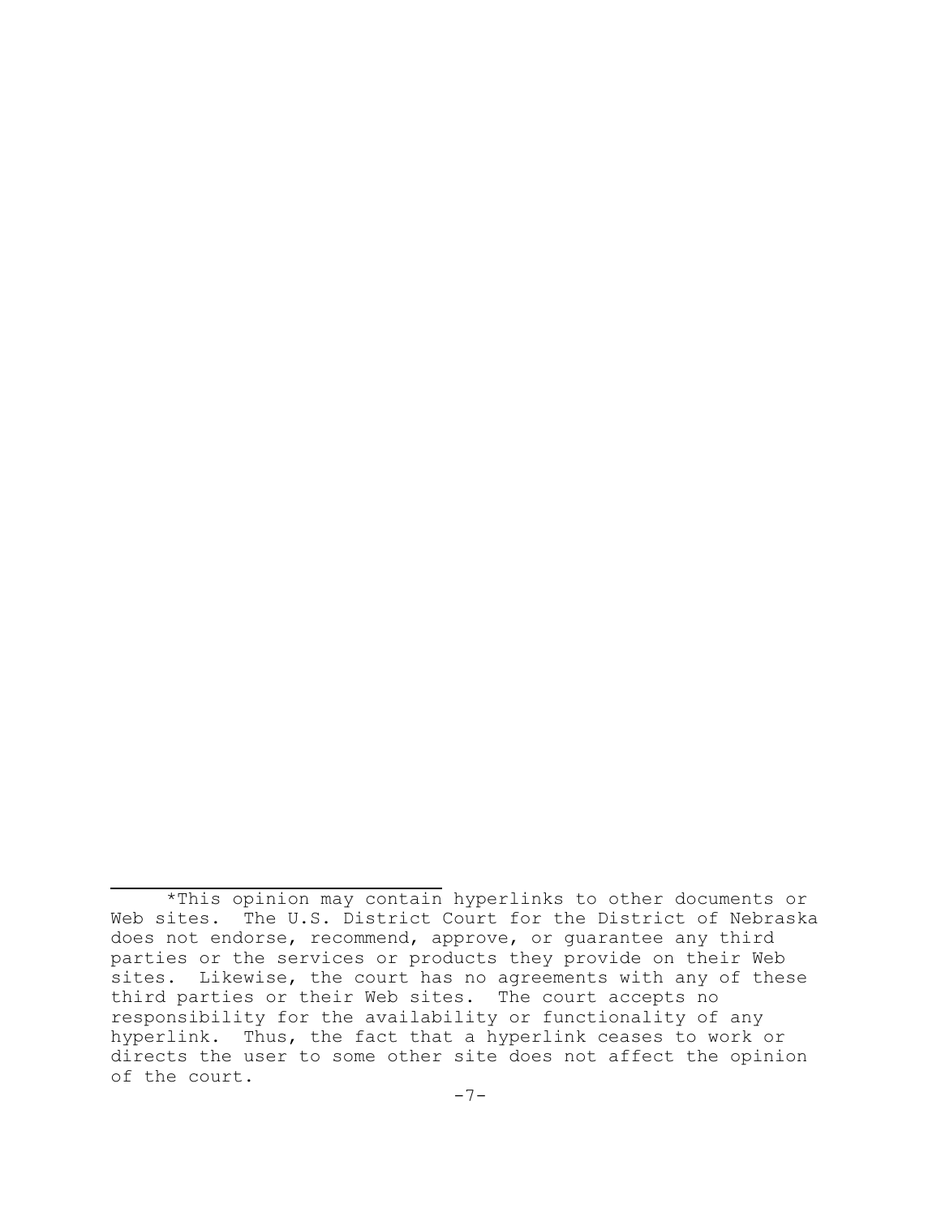*This opinion may contain hyperlinks to other documents or Web sites. The U.S. District Court for the District of Nebraska does not endorse, recommend, approve, or guarantee any third parties or the services or products they provide on their Web sites. Likewise, the court has no agreements with any of these third parties or their Web sites. The court accepts no responsibility for the availability or functionality of any hyperlink. Thus, the fact that a hyperlink ceases to work or directs the user to some other site does not affect the opinion of the court.